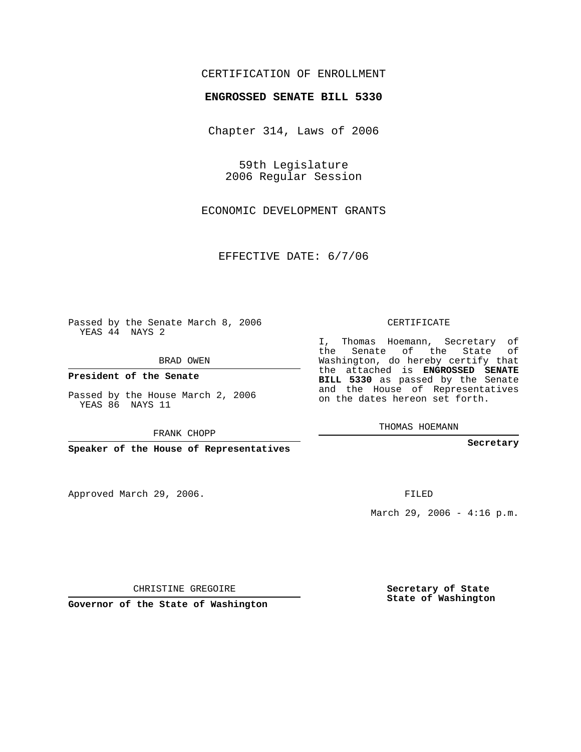CERTIFICATION OF ENROLLMENT

**ENGROSSED SENATE BILL 5330**

Chapter 314, Laws of 2006

59th Legislature
2006 Regular Session

ECONOMIC DEVELOPMENT GRANTS

EFFECTIVE DATE: 6/7/06

Passed by the Senate March 8, 2006
YEAS 44 NAYS 2

BRAD OWEN

**President of the Senate**

Passed by the House March 2, 2006
YEAS 86 NAYS 11

FRANK CHOPP

**Speaker of the House of Representatives**

CERTIFICATE

I, Thomas Hoemann, Secretary of the Senate of the State of Washington, do hereby certify that the attached is **ENGROSSED SENATE BILL 5330** as passed by the Senate and the House of Representatives on the dates hereon set forth.

THOMAS HOEMANN

**Secretary**

Approved March 29, 2006.

FILED

March 29, 2006 - 4:16 p.m.

CHRISTINE GREGOIRE

**Governor of the State of Washington**

**Secretary of State**
**State of Washington**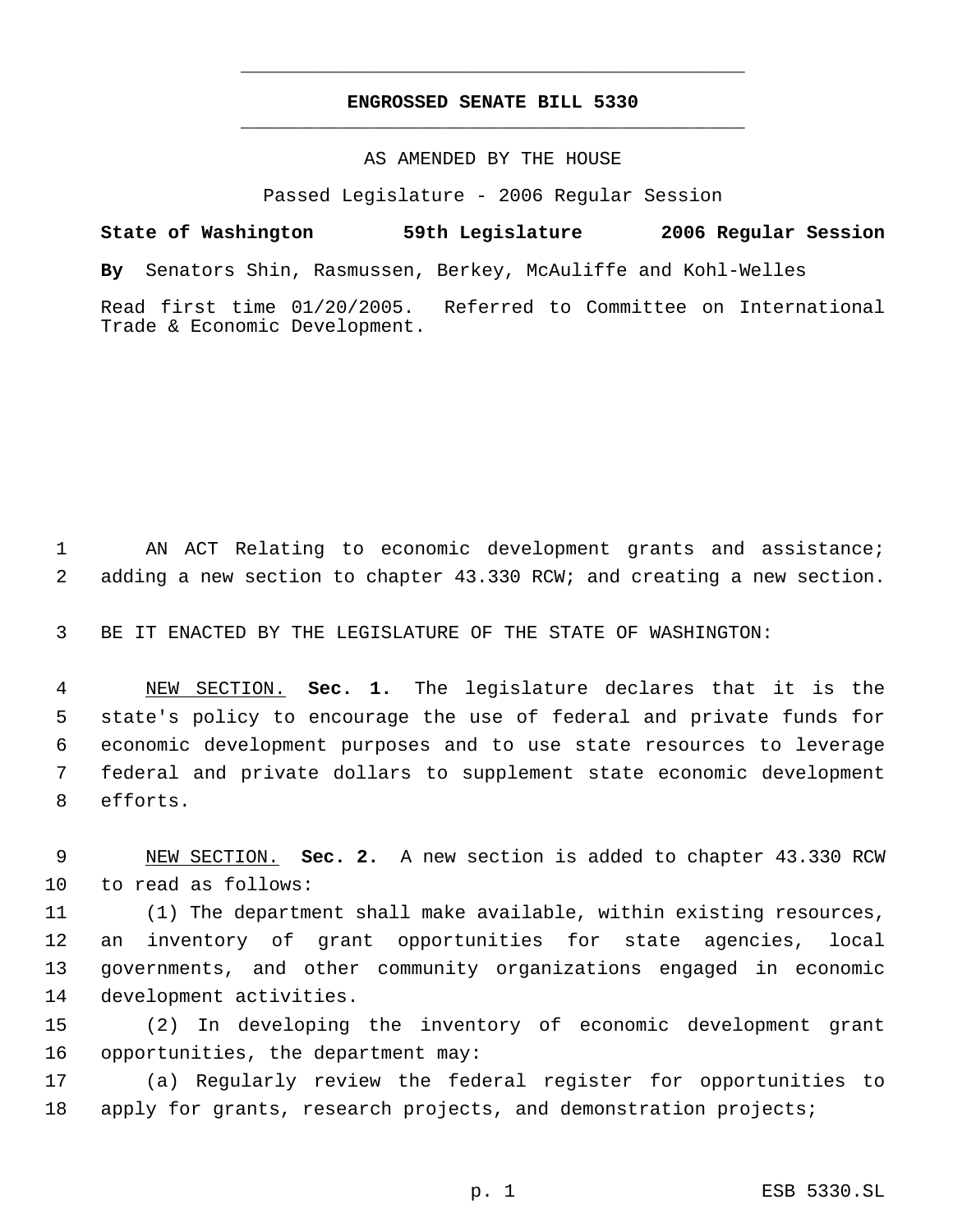# ENGROSSED SENATE BILL 5330

AS AMENDED BY THE HOUSE

Passed Legislature - 2006 Regular Session

**State of Washington 59th Legislature 2006 Regular Session**

**By** Senators Shin, Rasmussen, Berkey, McAuliffe and Kohl-Welles

Read first time 01/20/2005. Referred to Committee on International Trade & Economic Development.

AN ACT Relating to economic development grants and assistance; adding a new section to chapter 43.330 RCW; and creating a new section.

BE IT ENACTED BY THE LEGISLATURE OF THE STATE OF WASHINGTON:

NEW SECTION. **Sec. 1.** The legislature declares that it is the state's policy to encourage the use of federal and private funds for economic development purposes and to use state resources to leverage federal and private dollars to supplement state economic development efforts.

NEW SECTION. **Sec. 2.** A new section is added to chapter 43.330 RCW to read as follows:

(1) The department shall make available, within existing resources, an inventory of grant opportunities for state agencies, local governments, and other community organizations engaged in economic development activities.

(2) In developing the inventory of economic development grant opportunities, the department may:

(a) Regularly review the federal register for opportunities to apply for grants, research projects, and demonstration projects;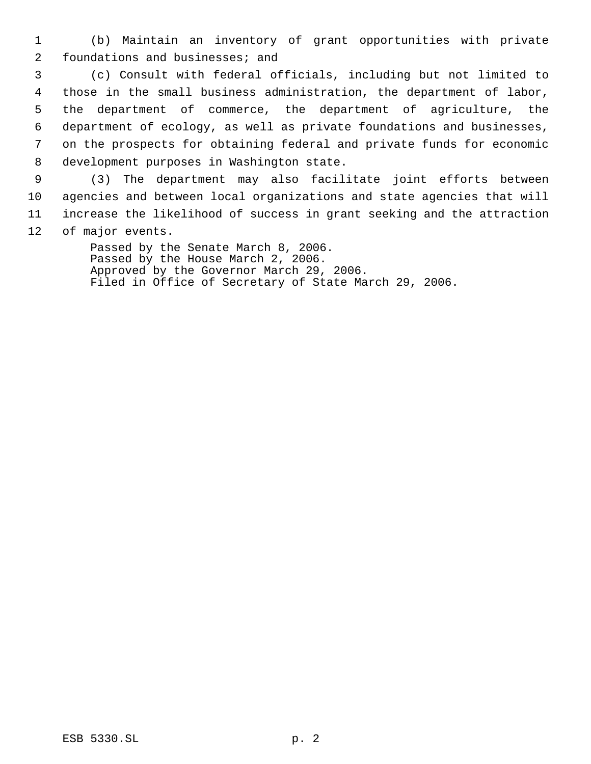(b) Maintain an inventory of grant opportunities with private foundations and businesses; and

(c) Consult with federal officials, including but not limited to those in the small business administration, the department of labor, the department of commerce, the department of agriculture, the department of ecology, as well as private foundations and businesses, on the prospects for obtaining federal and private funds for economic development purposes in Washington state.

(3) The department may also facilitate joint efforts between agencies and between local organizations and state agencies that will increase the likelihood of success in grant seeking and the attraction of major events.

Passed by the Senate March 8, 2006.
Passed by the House March 2, 2006.
Approved by the Governor March 29, 2006.
Filed in Office of Secretary of State March 29, 2006.